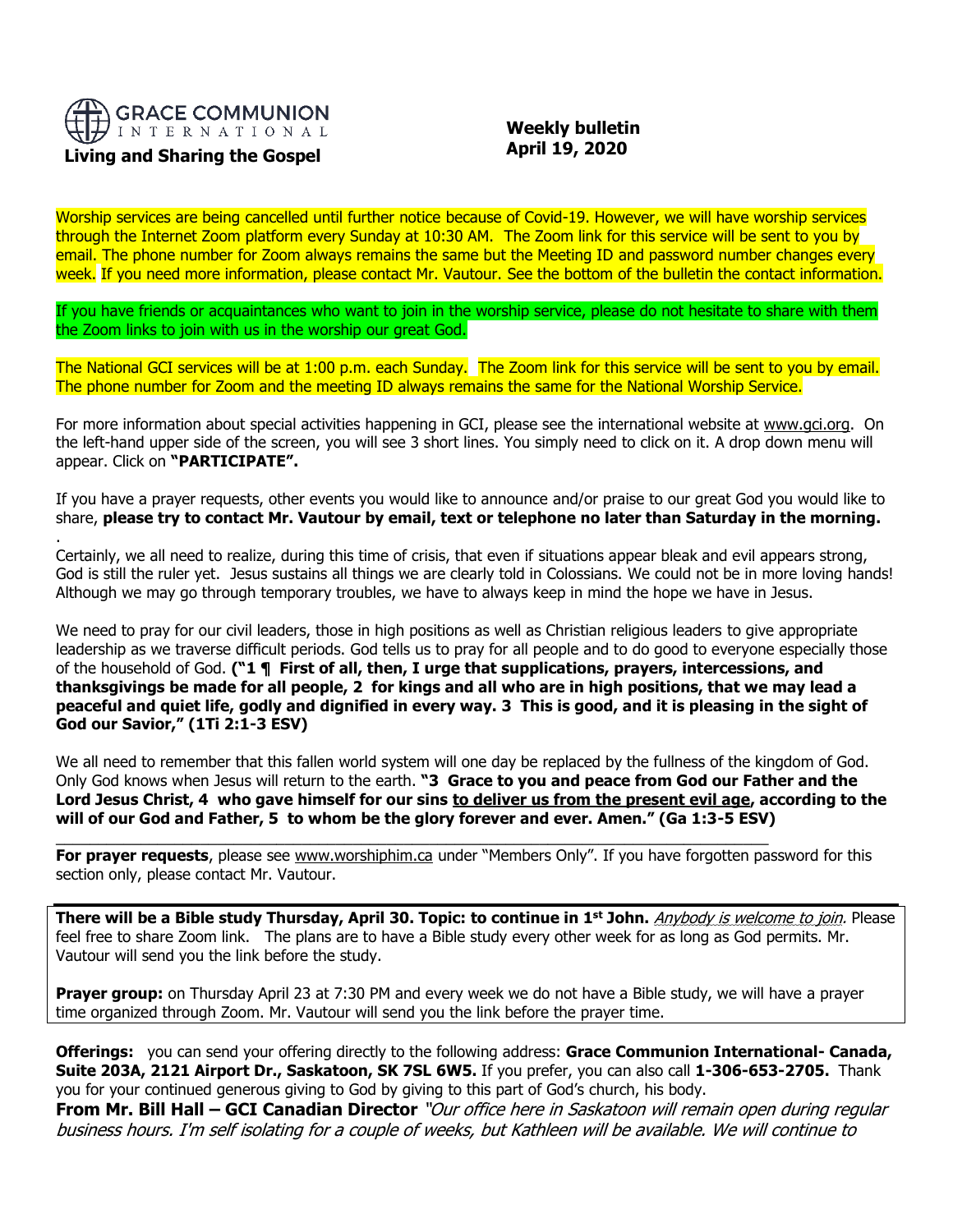**GRACE COMMUNION INTERNATIONAL**

**Living and Sharing the Gospel**

**Weekly bulletin**
**April 19, 2020**

Worship services are being cancelled until further notice because of Covid-19. However, we will have worship services through the Internet Zoom platform every Sunday at 10:30 AM. The Zoom link for this service will be sent to you by email. The phone number for Zoom always remains the same but the Meeting ID and password number changes every week. If you need more information, please contact Mr. Vautour. See the bottom of the bulletin the contact information.

If you have friends or acquaintances who want to join in the worship service, please do not hesitate to share with them the Zoom links to join with us in the worship our great God.

The National GCI services will be at 1:00 p.m. each Sunday. The Zoom link for this service will be sent to you by email. The phone number for Zoom and the meeting ID always remains the same for the National Worship Service.

For more information about special activities happening in GCI, please see the international website at www.gci.org. On the left-hand upper side of the screen, you will see 3 short lines. You simply need to click on it. A drop down menu will appear. Click on **"PARTICIPATE".**

If you have a prayer requests, other events you would like to announce and/or praise to our great God you would like to share, **please try to contact Mr. Vautour by email, text or telephone no later than Saturday in the morning.**

Certainly, we all need to realize, during this time of crisis, that even if situations appear bleak and evil appears strong, God is still the ruler yet. Jesus sustains all things we are clearly told in Colossians. We could not be in more loving hands! Although we may go through temporary troubles, we have to always keep in mind the hope we have in Jesus.

We need to pray for our civil leaders, those in high positions as well as Christian religious leaders to give appropriate leadership as we traverse difficult periods. God tells us to pray for all people and to do good to everyone especially those of the household of God. **("1 ¶ First of all, then, I urge that supplications, prayers, intercessions, and thanksgivings be made for all people, 2 for kings and all who are in high positions, that we may lead a peaceful and quiet life, godly and dignified in every way. 3 This is good, and it is pleasing in the sight of God our Savior," (1Ti 2:1-3 ESV)**

We all need to remember that this fallen world system will one day be replaced by the fullness of the kingdom of God. Only God knows when Jesus will return to the earth. **"3 Grace to you and peace from God our Father and the Lord Jesus Christ, 4 who gave himself for our sins to deliver us from the present evil age, according to the will of our God and Father, 5 to whom be the glory forever and ever. Amen." (Ga 1:3-5 ESV)**

---

**For prayer requests**, please see www.worshiphim.ca under "Members Only". If you have forgotten password for this section only, please contact Mr. Vautour.

---

**There will be a Bible study Thursday, April 30. Topic: to continue in 1st John.** *Anybody is welcome to join.* Please feel free to share Zoom link. The plans are to have a Bible study every other week for as long as God permits. Mr. Vautour will send you the link before the study.

**Prayer group:** on Thursday April 23 at 7:30 PM and every week we do not have a Bible study, we will have a prayer time organized through Zoom. Mr. Vautour will send you the link before the prayer time.

**Offerings:** you can send your offering directly to the following address: **Grace Communion International- Canada, Suite 203A, 2121 Airport Dr., Saskatoon, SK 7SL 6W5.** If you prefer, you can also call **1-306-653-2705.** Thank you for your continued generous giving to God by giving to this part of God's church, his body.

**From Mr. Bill Hall – GCI Canadian Director** *"Our office here in Saskatoon will remain open during regular business hours. I'm self isolating for a couple of weeks, but Kathleen will be available. We will continue to*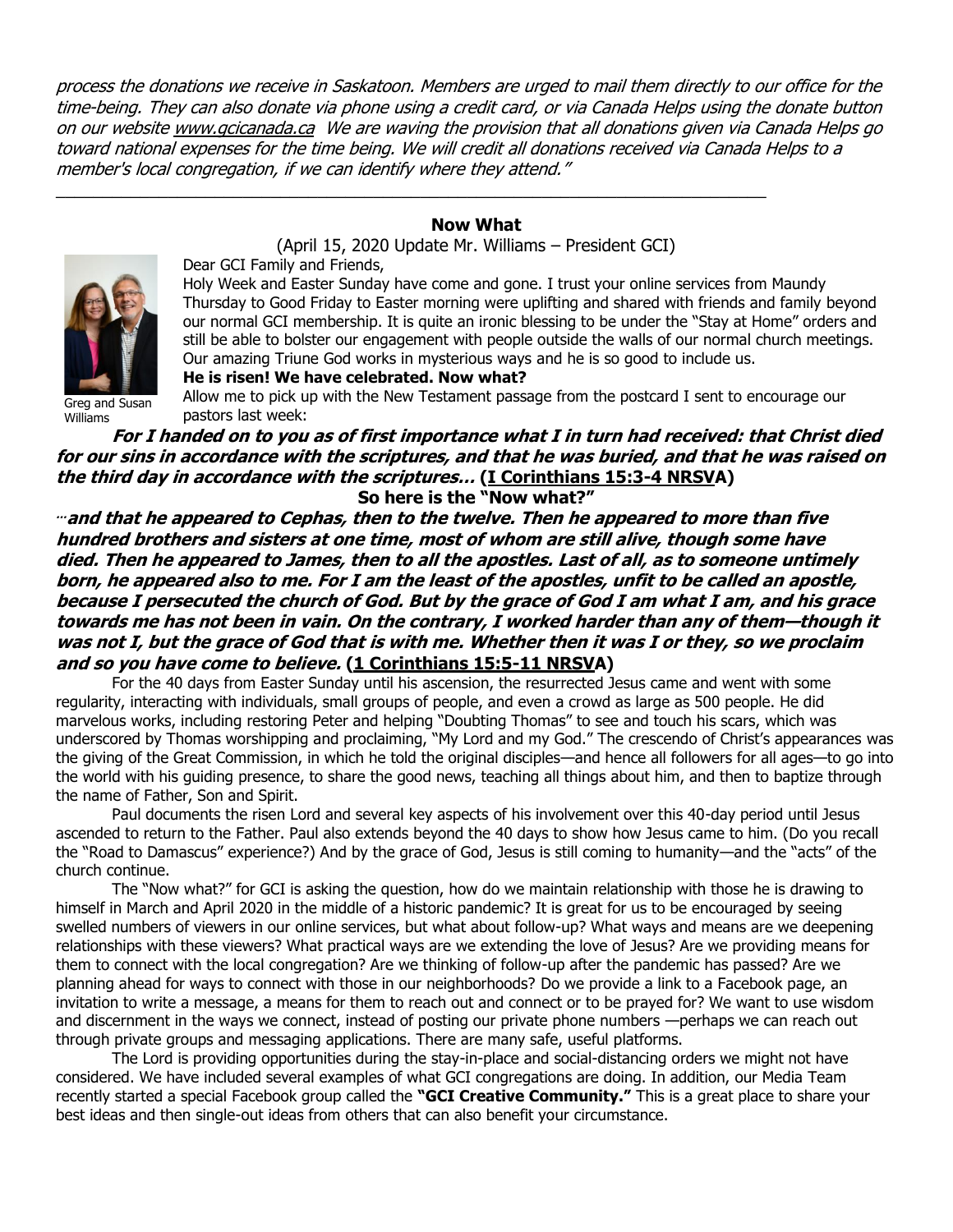*process the donations we receive in Saskatoon. Members are urged to mail them directly to our office for the time-being. They can also donate via phone using a credit card, or via Canada Helps using the donate button on our website www.gcicanada.ca We are waving the provision that all donations given via Canada Helps go toward national expenses for the time being. We will credit all donations received via Canada Helps to a member's local congregation, if we can identify where they attend."*

---

## Now What

(April 15, 2020 Update Mr. Williams – President GCI)

Greg and Susan Williams

Dear GCI Family and Friends,

Holy Week and Easter Sunday have come and gone. I trust your online services from Maundy Thursday to Good Friday to Easter morning were uplifting and shared with friends and family beyond our normal GCI membership. It is quite an ironic blessing to be under the "Stay at Home" orders and still be able to bolster our engagement with people outside the walls of our normal church meetings. Our amazing Triune God works in mysterious ways and he is so good to include us.

**He is risen! We have celebrated. Now what?**

Allow me to pick up with the New Testament passage from the postcard I sent to encourage our pastors last week:

***For I handed on to you as of first importance what I in turn had received: that Christ died for our sins in accordance with the scriptures, and that he was buried, and that he was raised on the third day in accordance with the scriptures…* (I Corinthians 15:3-4 NRSVA)**

**So here is the "Now what?"**

*…**and that he appeared to Cephas, then to the twelve. Then he appeared to more than five hundred brothers and sisters at one time, most of whom are still alive, though some have died. Then he appeared to James, then to all the apostles. Last of all, as to someone untimely born, he appeared also to me. For I am the least of the apostles, unfit to be called an apostle, because I persecuted the church of God. But by the grace of God I am what I am, and his grace towards me has not been in vain. On the contrary, I worked harder than any of them—though it was not I, but the grace of God that is with me. Whether then it was I or they, so we proclaim and so you have come to believe.*** **(1 Corinthians 15:5-11 NRSVA)**

For the 40 days from Easter Sunday until his ascension, the resurrected Jesus came and went with some regularity, interacting with individuals, small groups of people, and even a crowd as large as 500 people. He did marvelous works, including restoring Peter and helping "Doubting Thomas" to see and touch his scars, which was underscored by Thomas worshipping and proclaiming, "My Lord and my God." The crescendo of Christ's appearances was the giving of the Great Commission, in which he told the original disciples—and hence all followers for all ages—to go into the world with his guiding presence, to share the good news, teaching all things about him, and then to baptize through the name of Father, Son and Spirit.

Paul documents the risen Lord and several key aspects of his involvement over this 40-day period until Jesus ascended to return to the Father. Paul also extends beyond the 40 days to show how Jesus came to him. (Do you recall the "Road to Damascus" experience?) And by the grace of God, Jesus is still coming to humanity—and the "acts" of the church continue.

The "Now what?" for GCI is asking the question, how do we maintain relationship with those he is drawing to himself in March and April 2020 in the middle of a historic pandemic? It is great for us to be encouraged by seeing swelled numbers of viewers in our online services, but what about follow-up? What ways and means are we deepening relationships with these viewers? What practical ways are we extending the love of Jesus? Are we providing means for them to connect with the local congregation? Are we thinking of follow-up after the pandemic has passed? Are we planning ahead for ways to connect with those in our neighborhoods? Do we provide a link to a Facebook page, an invitation to write a message, a means for them to reach out and connect or to be prayed for? We want to use wisdom and discernment in the ways we connect, instead of posting our private phone numbers —perhaps we can reach out through private groups and messaging applications. There are many safe, useful platforms.

The Lord is providing opportunities during the stay-in-place and social-distancing orders we might not have considered. We have included several examples of what GCI congregations are doing. In addition, our Media Team recently started a special Facebook group called the **"GCI Creative Community."** This is a great place to share your best ideas and then single-out ideas from others that can also benefit your circumstance.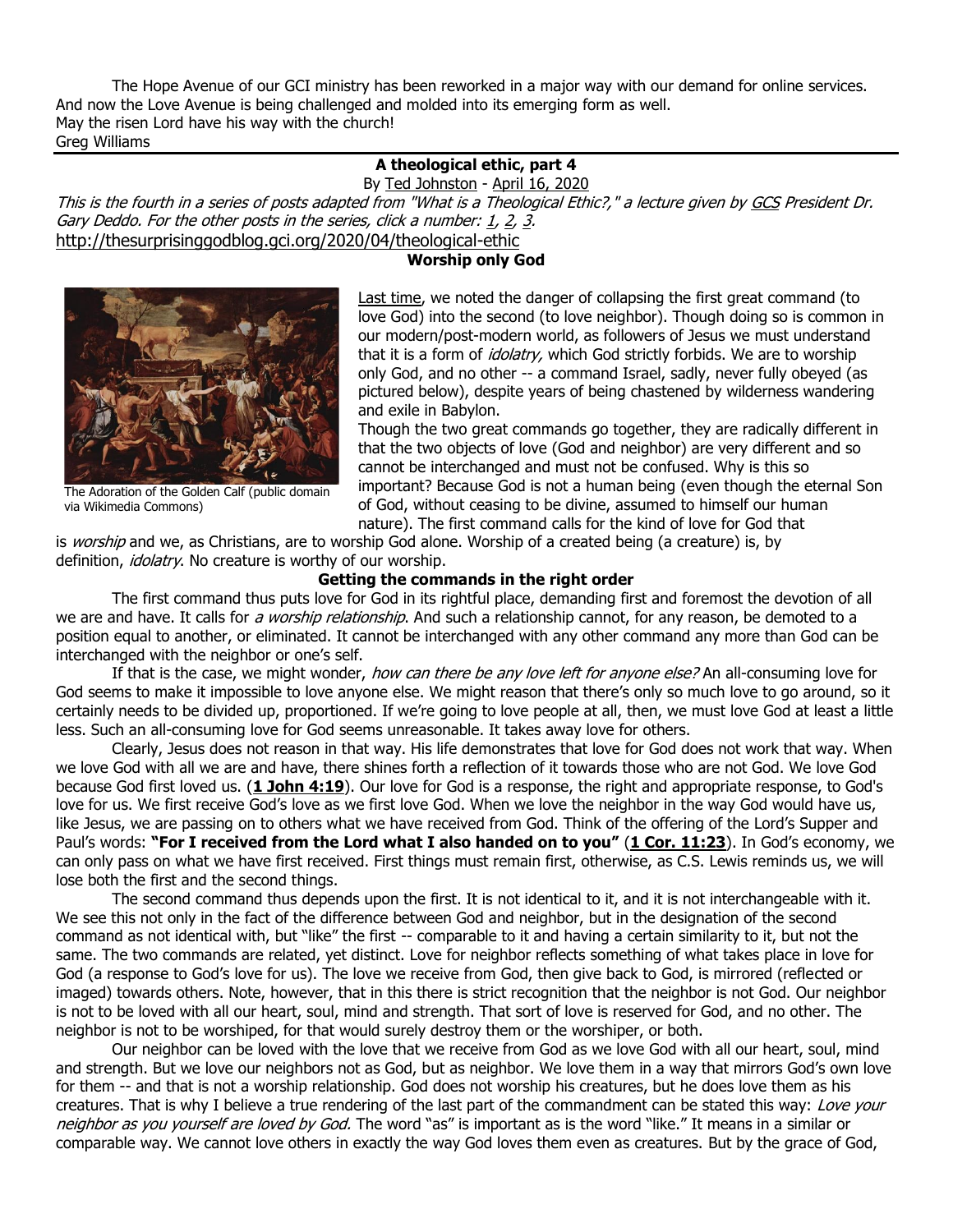The Hope Avenue of our GCI ministry has been reworked in a major way with our demand for online services. And now the Love Avenue is being challenged and molded into its emerging form as well.
May the risen Lord have his way with the church!
Greg Williams

## A theological ethic, part 4

By Ted Johnston - April 16, 2020

*This is the fourth in a series of posts adapted from "What is a Theological Ethic?," a lecture given by GCS President Dr. Gary Deddo. For the other posts in the series, click a number: 1, 2, 3.*
http://thesurprisinggodblog.gci.org/2020/04/theological-ethic

### Worship only God

The Adoration of the Golden Calf (public domain via Wikimedia Commons)

Last time, we noted the danger of collapsing the first great command (to love God) into the second (to love neighbor). Though doing so is common in our modern/post-modern world, as followers of Jesus we must understand that it is a form of *idolatry,* which God strictly forbids. We are to worship only God, and no other -- a command Israel, sadly, never fully obeyed (as pictured below), despite years of being chastened by wilderness wandering and exile in Babylon.

Though the two great commands go together, they are radically different in that the two objects of love (God and neighbor) are very different and so cannot be interchanged and must not be confused. Why is this so important? Because God is not a human being (even though the eternal Son of God, without ceasing to be divine, assumed to himself our human nature). The first command calls for the kind of love for God that is *worship* and we, as Christians, are to worship God alone. Worship of a created being (a creature) is, by definition, *idolatry*. No creature is worthy of our worship.

### Getting the commands in the right order

The first command thus puts love for God in its rightful place, demanding first and foremost the devotion of all we are and have. It calls for *a worship relationship*. And such a relationship cannot, for any reason, be demoted to a position equal to another, or eliminated. It cannot be interchanged with any other command any more than God can be interchanged with the neighbor or one's self.

If that is the case, we might wonder, *how can there be any love left for anyone else?* An all-consuming love for God seems to make it impossible to love anyone else. We might reason that there's only so much love to go around, so it certainly needs to be divided up, proportioned. If we're going to love people at all, then, we must love God at least a little less. Such an all-consuming love for God seems unreasonable. It takes away love for others.

Clearly, Jesus does not reason in that way. His life demonstrates that love for God does not work that way. When we love God with all we are and have, there shines forth a reflection of it towards those who are not God. We love God because God first loved us. (**1 John 4:19**). Our love for God is a response, the right and appropriate response, to God's love for us. We first receive God's love as we first love God. When we love the neighbor in the way God would have us, like Jesus, we are passing on to others what we have received from God. Think of the offering of the Lord's Supper and Paul's words: **"For I received from the Lord what I also handed on to you"** (**1 Cor. 11:23**). In God's economy, we can only pass on what we have first received. First things must remain first, otherwise, as C.S. Lewis reminds us, we will lose both the first and the second things.

The second command thus depends upon the first. It is not identical to it, and it is not interchangeable with it. We see this not only in the fact of the difference between God and neighbor, but in the designation of the second command as not identical with, but "like" the first -- comparable to it and having a certain similarity to it, but not the same. The two commands are related, yet distinct. Love for neighbor reflects something of what takes place in love for God (a response to God's love for us). The love we receive from God, then give back to God, is mirrored (reflected or imaged) towards others. Note, however, that in this there is strict recognition that the neighbor is not God. Our neighbor is not to be loved with all our heart, soul, mind and strength. That sort of love is reserved for God, and no other. The neighbor is not to be worshiped, for that would surely destroy them or the worshiper, or both.

Our neighbor can be loved with the love that we receive from God as we love God with all our heart, soul, mind and strength. But we love our neighbors not as God, but as neighbor. We love them in a way that mirrors God's own love for them -- and that is not a worship relationship. God does not worship his creatures, but he does love them as his creatures. That is why I believe a true rendering of the last part of the commandment can be stated this way: *Love your neighbor as you yourself are loved by God.* The word "as" is important as is the word "like." It means in a similar or comparable way. We cannot love others in exactly the way God loves them even as creatures. But by the grace of God,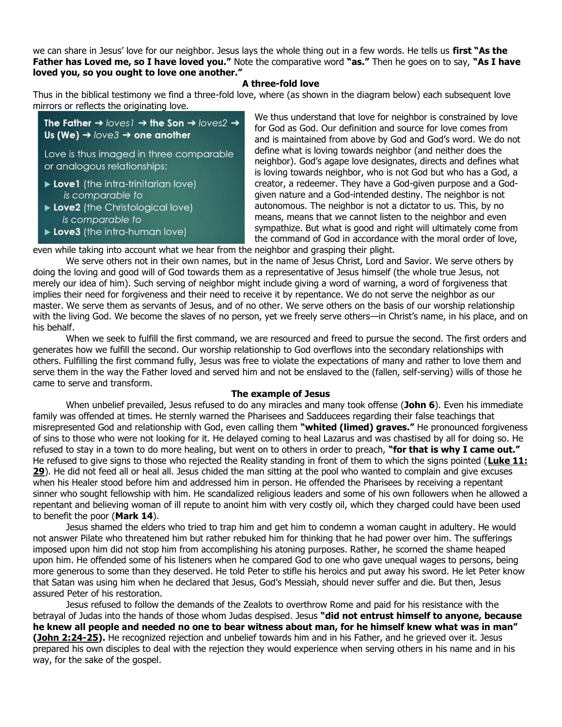we can share in Jesus' love for our neighbor. Jesus lays the whole thing out in a few words. He tells us **first "As the Father has Loved me, so I have loved you."** Note the comparative word **"as."** Then he goes on to say, **"As I have loved you, so you ought to love one another."**

### A three-fold love

Thus in the biblical testimony we find a three-fold love, where (as shown in the diagram below) each subsequent love mirrors or reflects the originating love.

**The Father** → *loves1* → **the Son** → *loves2* → **Us (We)** → *love3* → **one another**

Love is thus imaged in three comparable or analogous relationships:

- **Love1** (the intra-trinitarian love) *is comparable to*
- **Love2** (the Christological love) *is comparable to*
- **Love3** (the intra-human love)

We thus understand that love for neighbor is constrained by love for God as God. Our definition and source for love comes from and is maintained from above by God and God's word. We do not define what is loving towards neighbor (and neither does the neighbor). God's agape love designates, directs and defines what is loving towards neighbor, who is not God but who has a God, a creator, a redeemer. They have a God-given purpose and a God-given nature and a God-intended destiny. The neighbor is not autonomous. The neighbor is not a dictator to us. This, by no means, means that we cannot listen to the neighbor and even sympathize. But what is good and right will ultimately come from the command of God in accordance with the moral order of love, even while taking into account what we hear from the neighbor and grasping their plight.

We serve others not in their own names, but in the name of Jesus Christ, Lord and Savior. We serve others by doing the loving and good will of God towards them as a representative of Jesus himself (the whole true Jesus, not merely our idea of him). Such serving of neighbor might include giving a word of warning, a word of forgiveness that implies their need for forgiveness and their need to receive it by repentance. We do not serve the neighbor as our master. We serve them as servants of Jesus, and of no other. We serve others on the basis of our worship relationship with the living God. We become the slaves of no person, yet we freely serve others—in Christ's name, in his place, and on his behalf.

When we seek to fulfill the first command, we are resourced and freed to pursue the second. The first orders and generates how we fulfill the second. Our worship relationship to God overflows into the secondary relationships with others. Fulfilling the first command fully, Jesus was free to violate the expectations of many and rather to love them and serve them in the way the Father loved and served him and not be enslaved to the (fallen, self-serving) wills of those he came to serve and transform.

### The example of Jesus

When unbelief prevailed, Jesus refused to do any miracles and many took offense (**John 6**). Even his immediate family was offended at times. He sternly warned the Pharisees and Sadducees regarding their false teachings that misrepresented God and relationship with God, even calling them **"whited (limed) graves."** He pronounced forgiveness of sins to those who were not looking for it. He delayed coming to heal Lazarus and was chastised by all for doing so. He refused to stay in a town to do more healing, but went on to others in order to preach, **"for that is why I came out."** He refused to give signs to those who rejected the Reality standing in front of them to which the signs pointed (**Luke 11: 29**). He did not feed all or heal all. Jesus chided the man sitting at the pool who wanted to complain and give excuses when his Healer stood before him and addressed him in person. He offended the Pharisees by receiving a repentant sinner who sought fellowship with him. He scandalized religious leaders and some of his own followers when he allowed a repentant and believing woman of ill repute to anoint him with very costly oil, which they charged could have been used to benefit the poor (**Mark 14**).

Jesus shamed the elders who tried to trap him and get him to condemn a woman caught in adultery. He would not answer Pilate who threatened him but rather rebuked him for thinking that he had power over him. The sufferings imposed upon him did not stop him from accomplishing his atoning purposes. Rather, he scorned the shame heaped upon him. He offended some of his listeners when he compared God to one who gave unequal wages to persons, being more generous to some than they deserved. He told Peter to stifle his heroics and put away his sword. He let Peter know that Satan was using him when he declared that Jesus, God's Messiah, should never suffer and die. But then, Jesus assured Peter of his restoration.

Jesus refused to follow the demands of the Zealots to overthrow Rome and paid for his resistance with the betrayal of Judas into the hands of those whom Judas despised. Jesus **"did not entrust himself to anyone, because he knew all people and needed no one to bear witness about man, for he himself knew what was in man" (John 2:24-25).** He recognized rejection and unbelief towards him and in his Father, and he grieved over it. Jesus prepared his own disciples to deal with the rejection they would experience when serving others in his name and in his way, for the sake of the gospel.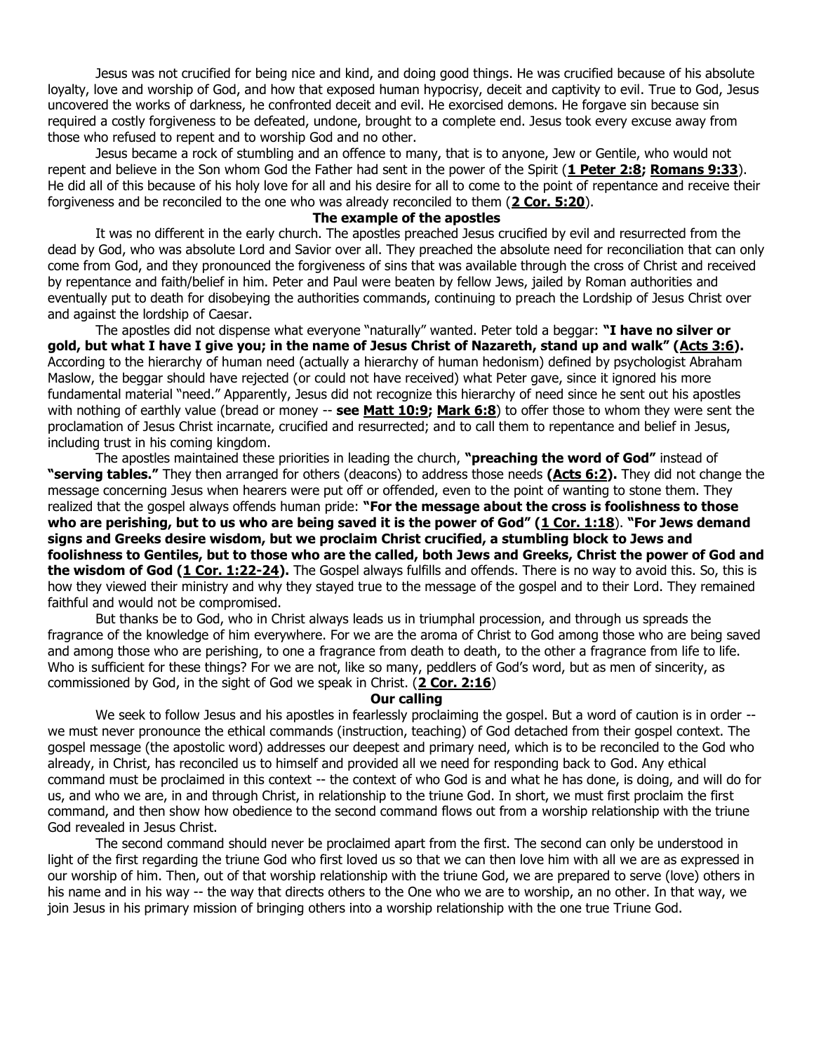Jesus was not crucified for being nice and kind, and doing good things. He was crucified because of his absolute loyalty, love and worship of God, and how that exposed human hypocrisy, deceit and captivity to evil. True to God, Jesus uncovered the works of darkness, he confronted deceit and evil. He exorcised demons. He forgave sin because sin required a costly forgiveness to be defeated, undone, brought to a complete end. Jesus took every excuse away from those who refused to repent and to worship God and no other.

Jesus became a rock of stumbling and an offence to many, that is to anyone, Jew or Gentile, who would not repent and believe in the Son whom God the Father had sent in the power of the Spirit (**1 Peter 2:8; Romans 9:33**). He did all of this because of his holy love for all and his desire for all to come to the point of repentance and receive their forgiveness and be reconciled to the one who was already reconciled to them (**2 Cor. 5:20**).

### The example of the apostles

It was no different in the early church. The apostles preached Jesus crucified by evil and resurrected from the dead by God, who was absolute Lord and Savior over all. They preached the absolute need for reconciliation that can only come from God, and they pronounced the forgiveness of sins that was available through the cross of Christ and received by repentance and faith/belief in him. Peter and Paul were beaten by fellow Jews, jailed by Roman authorities and eventually put to death for disobeying the authorities commands, continuing to preach the Lordship of Jesus Christ over and against the lordship of Caesar.

The apostles did not dispense what everyone "naturally" wanted. Peter told a beggar: **"I have no silver or gold, but what I have I give you; in the name of Jesus Christ of Nazareth, stand up and walk" (Acts 3:6).** According to the hierarchy of human need (actually a hierarchy of human hedonism) defined by psychologist Abraham Maslow, the beggar should have rejected (or could not have received) what Peter gave, since it ignored his more fundamental material "need." Apparently, Jesus did not recognize this hierarchy of need since he sent out his apostles with nothing of earthly value (bread or money -- **see Matt 10:9; Mark 6:8**) to offer those to whom they were sent the proclamation of Jesus Christ incarnate, crucified and resurrected; and to call them to repentance and belief in Jesus, including trust in his coming kingdom.

The apostles maintained these priorities in leading the church, **"preaching the word of God"** instead of **"serving tables."** They then arranged for others (deacons) to address those needs **(Acts 6:2).** They did not change the message concerning Jesus when hearers were put off or offended, even to the point of wanting to stone them. They realized that the gospel always offends human pride: **"For the message about the cross is foolishness to those who are perishing, but to us who are being saved it is the power of God" (1 Cor. 1:18**). **"For Jews demand signs and Greeks desire wisdom, but we proclaim Christ crucified, a stumbling block to Jews and foolishness to Gentiles, but to those who are the called, both Jews and Greeks, Christ the power of God and the wisdom of God (1 Cor. 1:22-24).** The Gospel always fulfills and offends. There is no way to avoid this. So, this is how they viewed their ministry and why they stayed true to the message of the gospel and to their Lord. They remained faithful and would not be compromised.

But thanks be to God, who in Christ always leads us in triumphal procession, and through us spreads the fragrance of the knowledge of him everywhere. For we are the aroma of Christ to God among those who are being saved and among those who are perishing, to one a fragrance from death to death, to the other a fragrance from life to life. Who is sufficient for these things? For we are not, like so many, peddlers of God's word, but as men of sincerity, as commissioned by God, in the sight of God we speak in Christ. (**2 Cor. 2:16**)

### Our calling

We seek to follow Jesus and his apostles in fearlessly proclaiming the gospel. But a word of caution is in order -- we must never pronounce the ethical commands (instruction, teaching) of God detached from their gospel context. The gospel message (the apostolic word) addresses our deepest and primary need, which is to be reconciled to the God who already, in Christ, has reconciled us to himself and provided all we need for responding back to God. Any ethical command must be proclaimed in this context -- the context of who God is and what he has done, is doing, and will do for us, and who we are, in and through Christ, in relationship to the triune God. In short, we must first proclaim the first command, and then show how obedience to the second command flows out from a worship relationship with the triune God revealed in Jesus Christ.

The second command should never be proclaimed apart from the first. The second can only be understood in light of the first regarding the triune God who first loved us so that we can then love him with all we are as expressed in our worship of him. Then, out of that worship relationship with the triune God, we are prepared to serve (love) others in his name and in his way -- the way that directs others to the One who we are to worship, an no other. In that way, we join Jesus in his primary mission of bringing others into a worship relationship with the one true Triune God.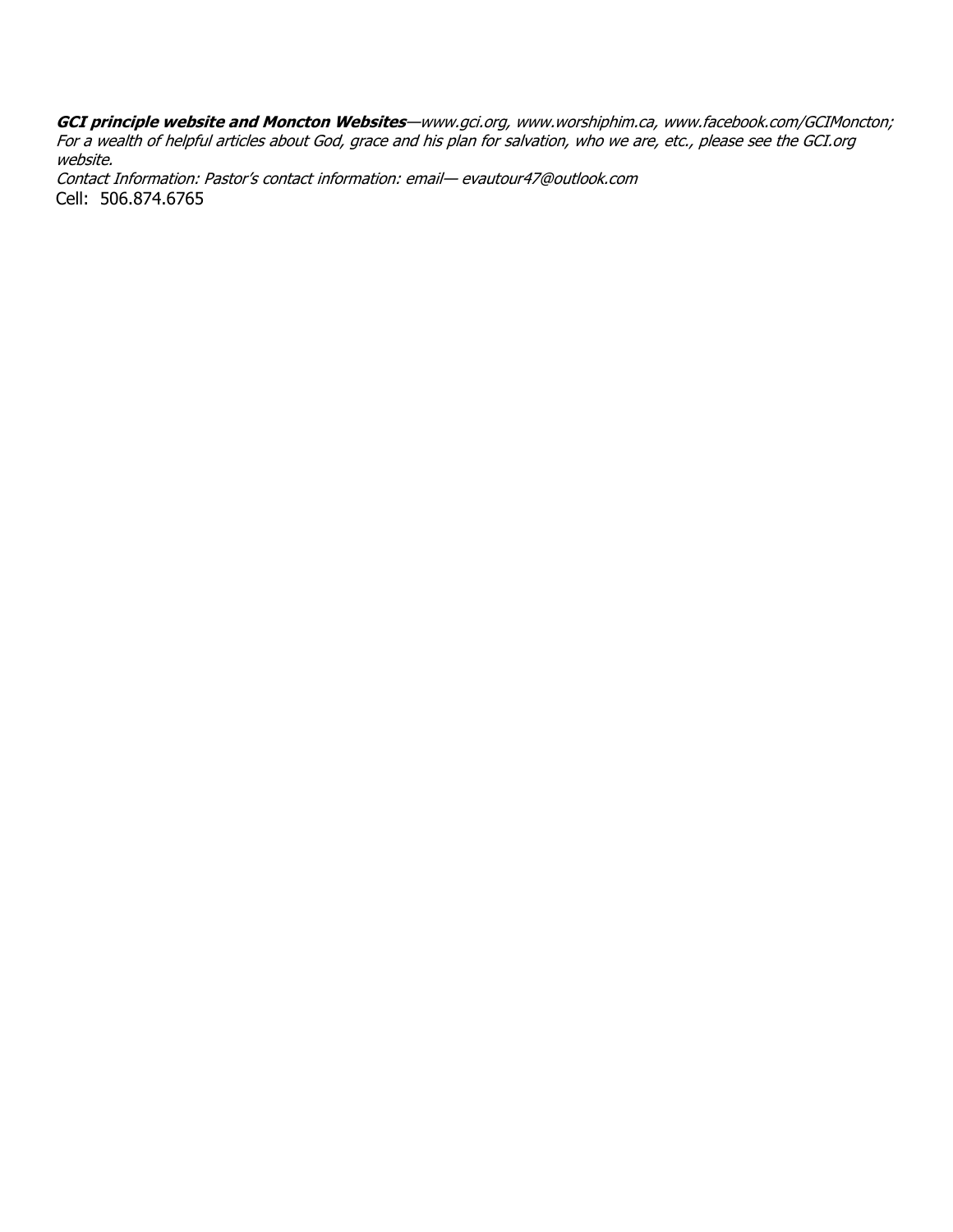***GCI principle website and Moncton Websites***—*www.gci.org, www.worshiphim.ca, www.facebook.com/GCIMoncton; For a wealth of helpful articles about God, grace and his plan for salvation, who we are, etc., please see the GCI.org website.*

*Contact Information: Pastor's contact information: email— evautour47@outlook.com*

Cell: 506.874.6765